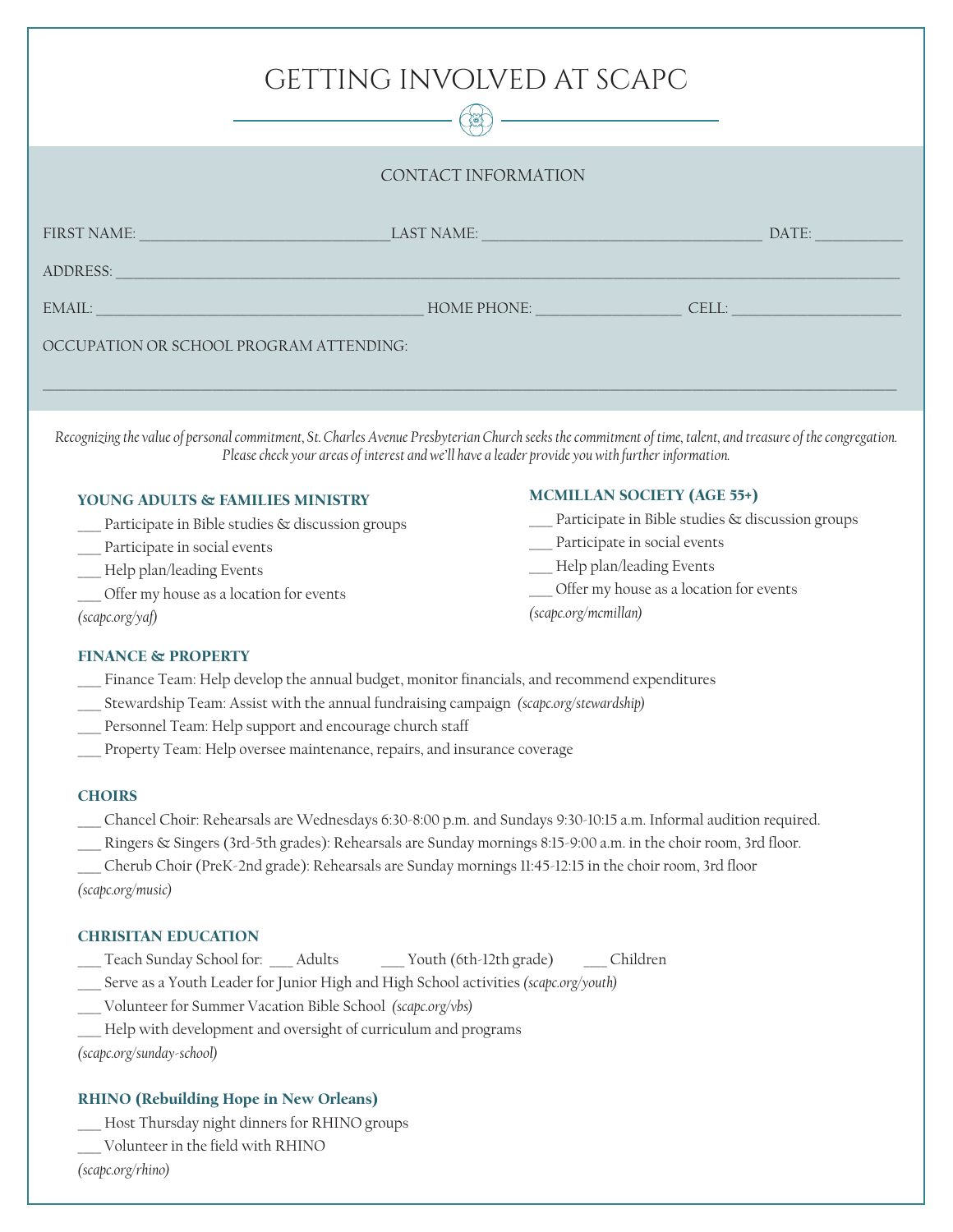# GETTING INVOLVED AT SCAPC

## CONTACT INFORMATION

FIRST NAME: ______________________________ LAST NAME: ________________________________ DATE: __________

ADDRESS: ____________________________________________________________________________________________

EMAIL: ________________________________________ HOME PHONE: ________________ CELL: ____________________

OCCUPATION OR SCHOOL PROGRAM ATTENDING:

______________________________________________________________________________________________________

*Recognizing the value of personal commitment, St. Charles Avenue Presbyterian Church seeks the commitment of time, talent, and treasure of the congregation. Please check your areas of interest and we'll have a leader provide you with further information.*

### YOUNG ADULTS & FAMILIES MINISTRY

___ Participate in Bible studies & discussion groups

___ Participate in social events

___ Help plan/leading Events

___ Offer my house as a location for events

*(scapc.org/yaf)*

### MCMILLAN SOCIETY (AGE 55+)

___ Participate in Bible studies & discussion groups

___ Participate in social events

___ Help plan/leading Events

___ Offer my house as a location for events

*(scapc.org/mcmillan)*

### FINANCE & PROPERTY

___ Finance Team: Help develop the annual budget, monitor financials, and recommend expenditures

___ Stewardship Team: Assist with the annual fundraising campaign *(scapc.org/stewardship)*

___ Personnel Team: Help support and encourage church staff

___ Property Team: Help oversee maintenance, repairs, and insurance coverage

### CHOIRS

___ Chancel Choir: Rehearsals are Wednesdays 6:30-8:00 p.m. and Sundays 9:30-10:15 a.m. Informal audition required.

___ Ringers & Singers (3rd-5th grades): Rehearsals are Sunday mornings 8:15-9:00 a.m. in the choir room, 3rd floor.

___ Cherub Choir (PreK-2nd grade): Rehearsals are Sunday mornings 11:45-12:15 in the choir room, 3rd floor

*(scapc.org/music)*

### CHRISITAN EDUCATION

___ Teach Sunday School for: ___ Adults ___ Youth (6th-12th grade) ___ Children

___ Serve as a Youth Leader for Junior High and High School activities *(scapc.org/youth)*

___ Volunteer for Summer Vacation Bible School *(scapc.org/vbs)*

___ Help with development and oversight of curriculum and programs

*(scapc.org/sunday-school)*

### RHINO (Rebuilding Hope in New Orleans)

___ Host Thursday night dinners for RHINO groups

___ Volunteer in the field with RHINO

*(scapc.org/rhino)*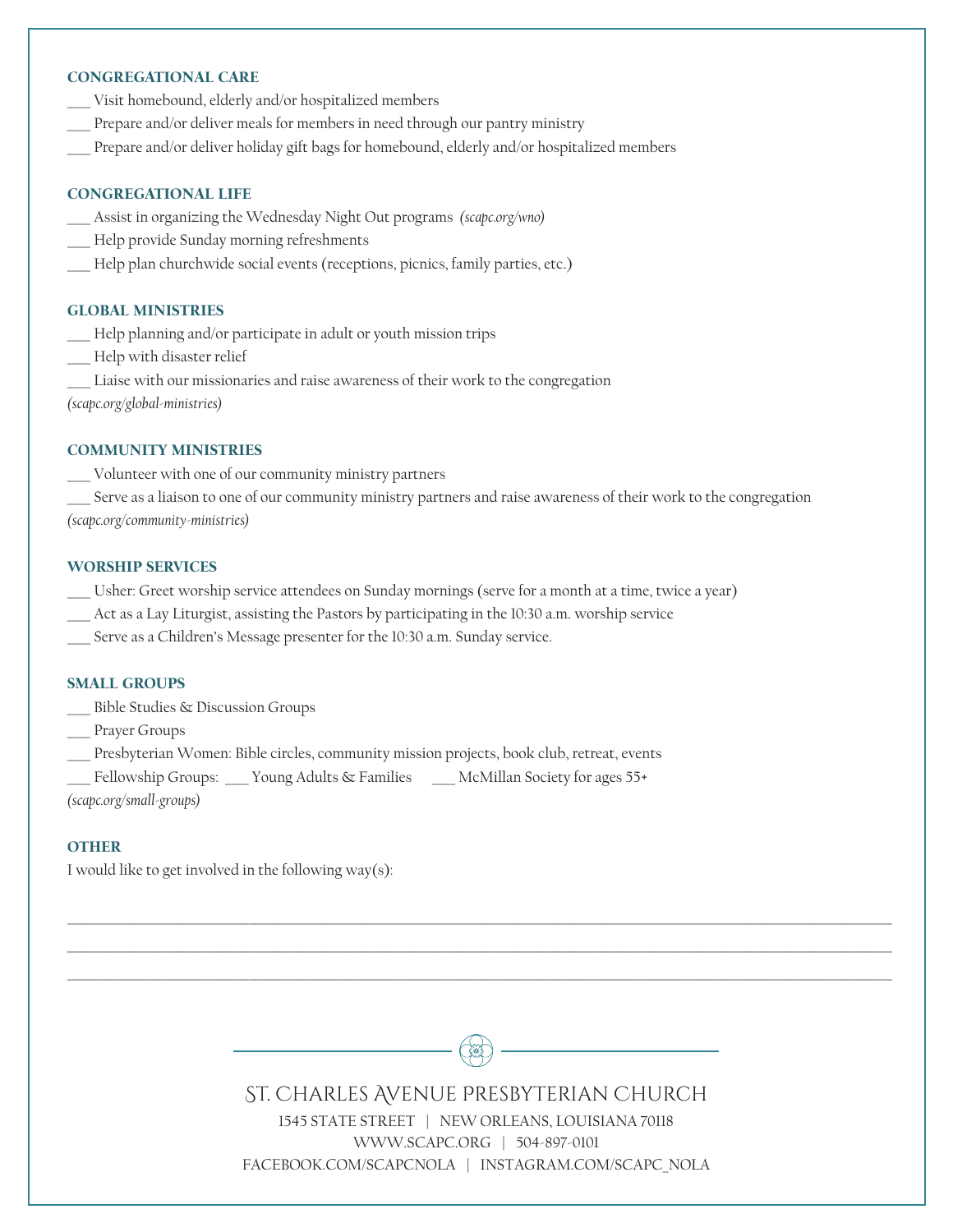### CONGREGATIONAL CARE

___ Visit homebound, elderly and/or hospitalized members

___ Prepare and/or deliver meals for members in need through our pantry ministry

___ Prepare and/or deliver holiday gift bags for homebound, elderly and/or hospitalized members

### CONGREGATIONAL LIFE

___ Assist in organizing the Wednesday Night Out programs *(scapc.org/wno)*

___ Help provide Sunday morning refreshments

___ Help plan churchwide social events (receptions, picnics, family parties, etc.)

### GLOBAL MINISTRIES

___ Help planning and/or participate in adult or youth mission trips

___ Help with disaster relief

___ Liaise with our missionaries and raise awareness of their work to the congregation

*(scapc.org/global-ministries)*

### COMMUNITY MINISTRIES

___ Volunteer with one of our community ministry partners

___ Serve as a liaison to one of our community ministry partners and raise awareness of their work to the congregation

*(scapc.org/community-ministries)*

### WORSHIP SERVICES

___ Usher: Greet worship service attendees on Sunday mornings (serve for a month at a time, twice a year)

___ Act as a Lay Liturgist, assisting the Pastors by participating in the 10:30 a.m. worship service

___ Serve as a Children's Message presenter for the 10:30 a.m. Sunday service.

### SMALL GROUPS

___ Bible Studies & Discussion Groups

___ Prayer Groups

___ Presbyterian Women: Bible circles, community mission projects, book club, retreat, events

___ Fellowship Groups: ___ Young Adults & Families ___ McMillan Society for ages 55+

*(scapc.org/small-groups)*

### OTHER

I would like to get involved in the following way(s):

_______________________________________________________________________________

_______________________________________________________________________________

_______________________________________________________________________________

ST. CHARLES AVENUE PRESBYTERIAN CHURCH

1545 STATE STREET | NEW ORLEANS, LOUISIANA 70118

WWW.SCAPC.ORG | 504-897-0101

FACEBOOK.COM/SCAPCNOLA | INSTAGRAM.COM/SCAPC_NOLA